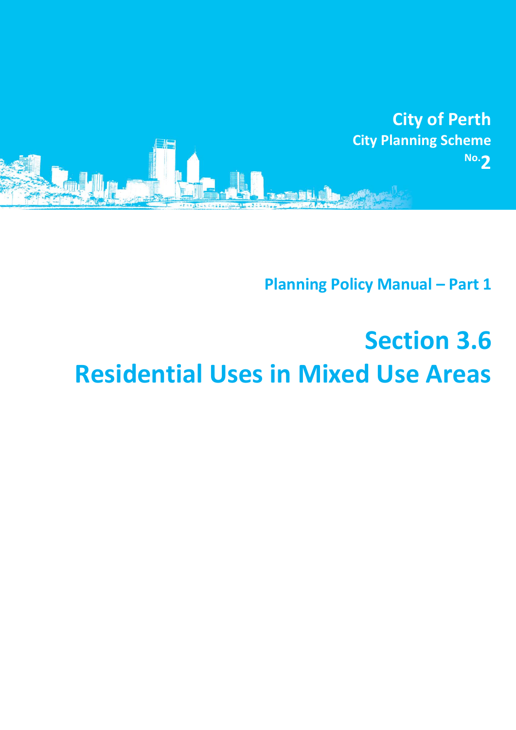**City of Perth**

**City Planning Scheme No.2**

## Planning Policy Manual – Part 1

# Section 3.6
# Residential Uses in Mixed Use Areas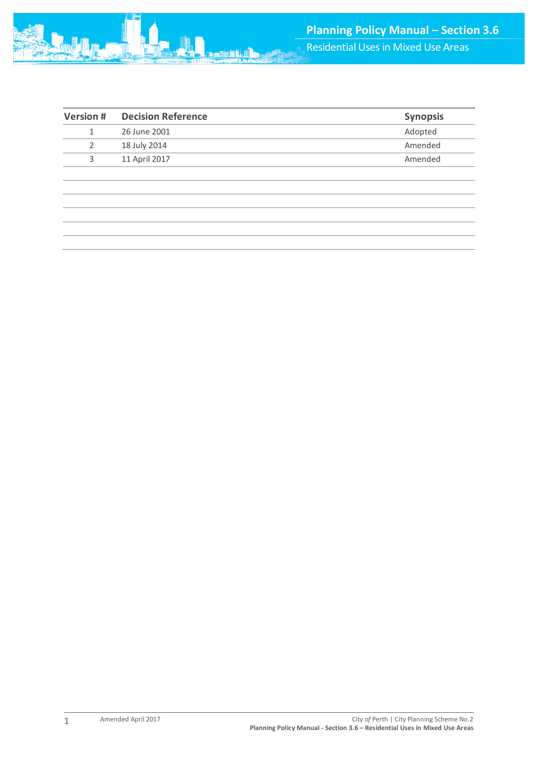| Version # | Decision Reference | Synopsis |
| --- | --- | --- |
| 1 | 26 June 2001 | Adopted |
| 2 | 18 July 2014 | Amended |
| 3 | 11 April 2017 | Amended |
|  |  |  |
|  |  |  |
|  |  |  |
|  |  |  |
|  |  |  |
|  |  |  |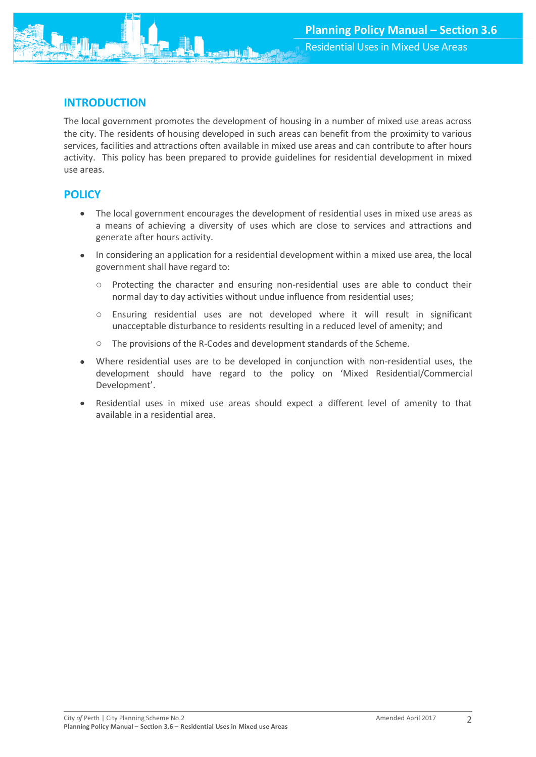## INTRODUCTION

The local government promotes the development of housing in a number of mixed use areas across the city. The residents of housing developed in such areas can benefit from the proximity to various services, facilities and attractions often available in mixed use areas and can contribute to after hours activity. This policy has been prepared to provide guidelines for residential development in mixed use areas.

## POLICY

- The local government encourages the development of residential uses in mixed use areas as a means of achieving a diversity of uses which are close to services and attractions and generate after hours activity.
- In considering an application for a residential development within a mixed use area, the local government shall have regard to:
  - Protecting the character and ensuring non-residential uses are able to conduct their normal day to day activities without undue influence from residential uses;
  - Ensuring residential uses are not developed where it will result in significant unacceptable disturbance to residents resulting in a reduced level of amenity; and
  - The provisions of the R-Codes and development standards of the Scheme.
- Where residential uses are to be developed in conjunction with non-residential uses, the development should have regard to the policy on 'Mixed Residential/Commercial Development'.
- Residential uses in mixed use areas should expect a different level of amenity to that available in a residential area.